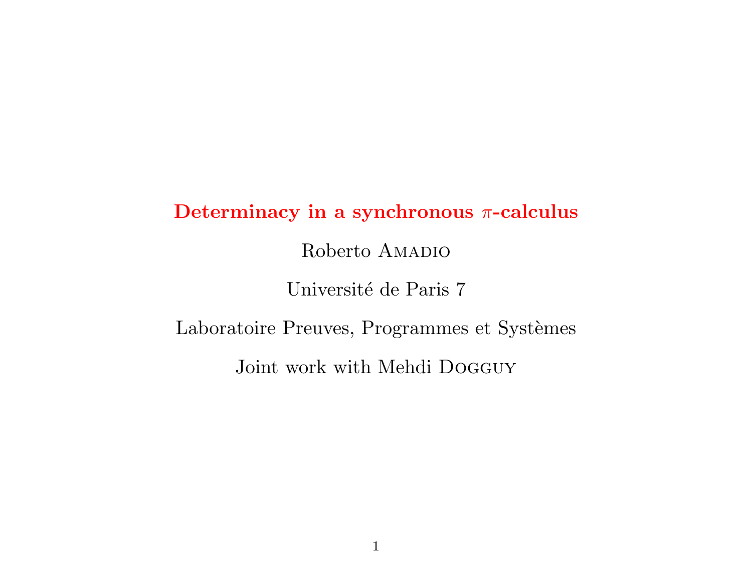# Determinacy in a synchronous $\pi$-calculus

Roberto Amadio

Université de Paris 7

Laboratoire Preuves, Programmes et Systèmes

Joint work with Mehdi Dogguy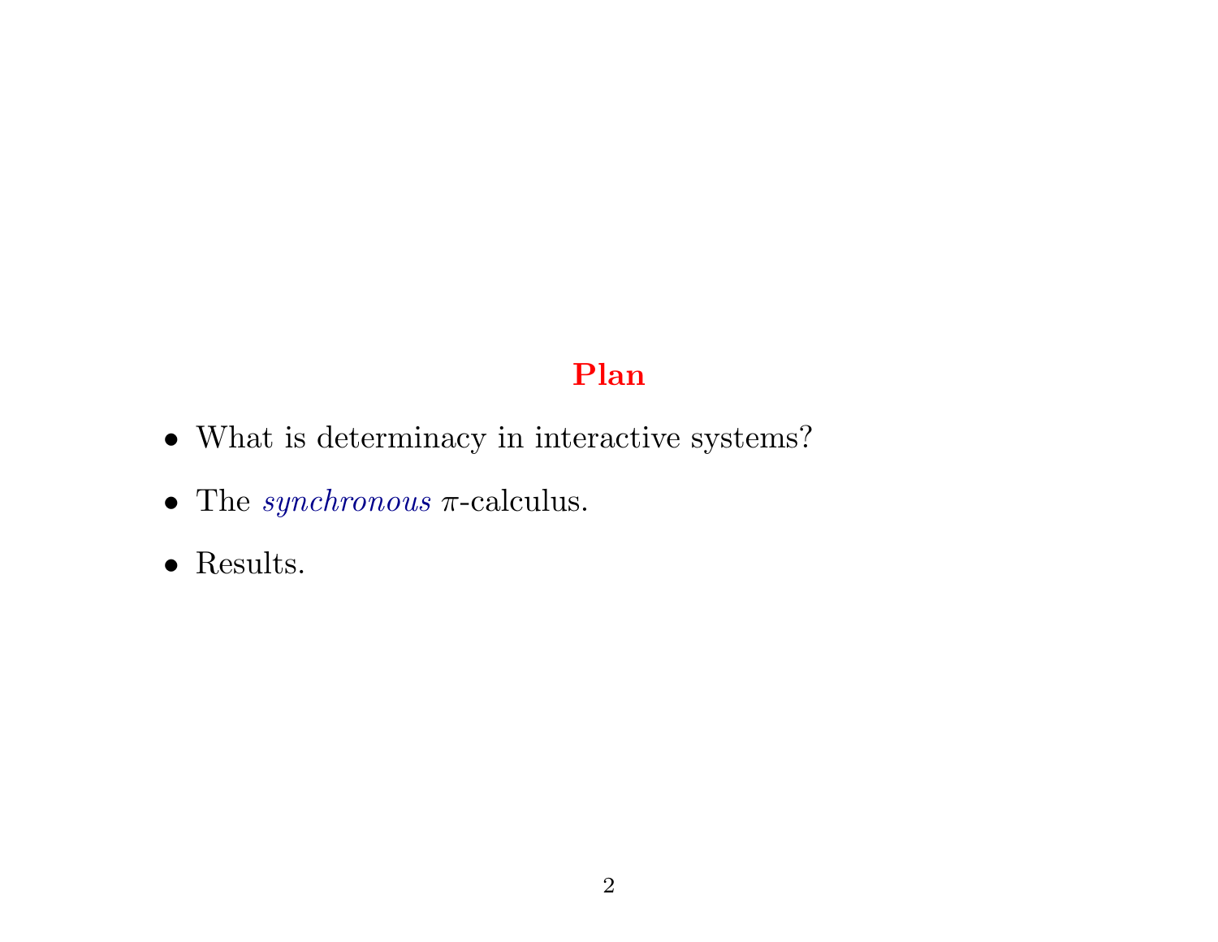# Plan

- What is determinacy in interactive systems?
- The *synchronous* $\pi$-calculus.
- Results.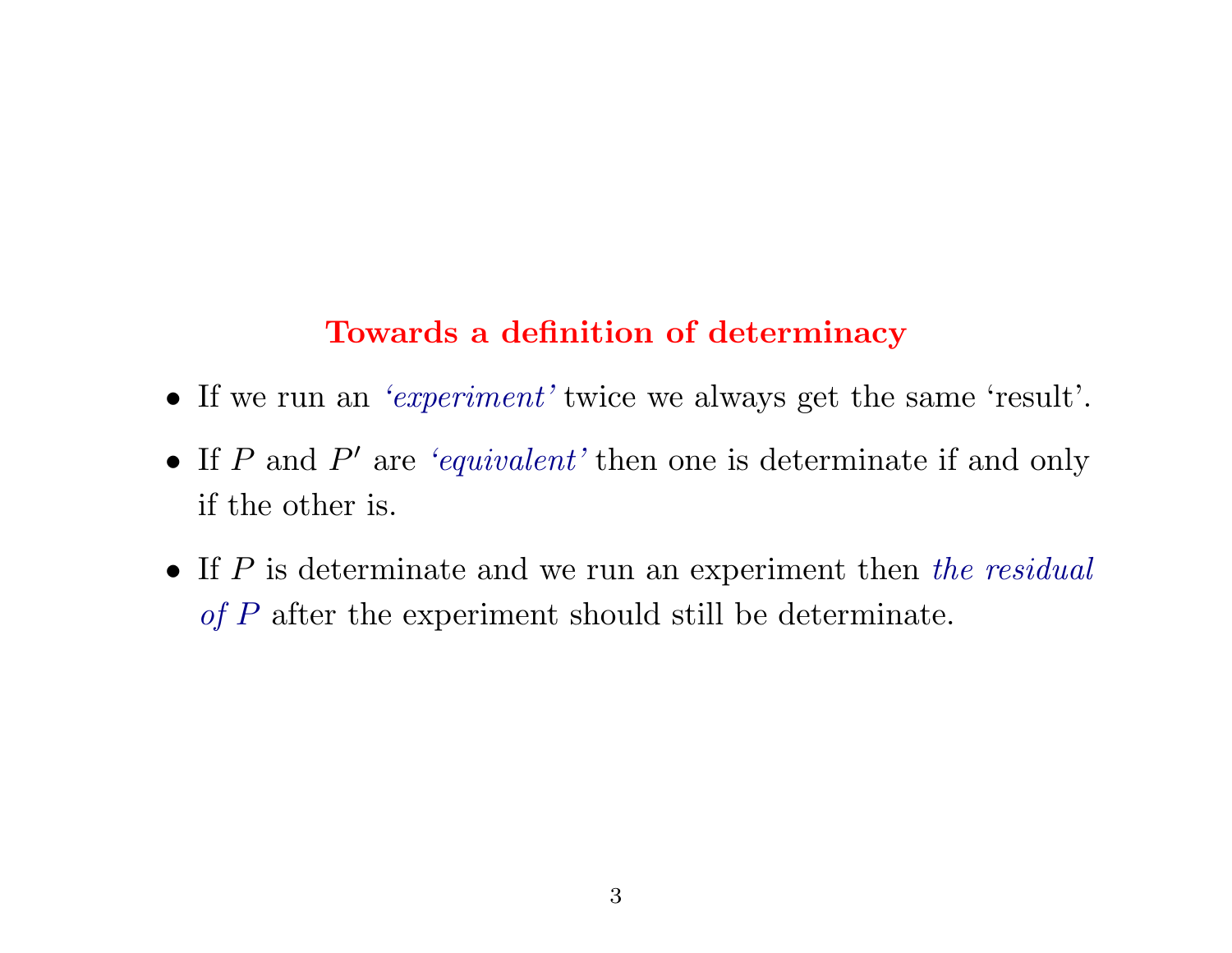## Towards a definition of determinacy

- If we run an *'experiment'* twice we always get the same 'result'.
- If $P$ and $P'$ are *'equivalent'* then one is determinate if and only if the other is.
- If $P$ is determinate and we run an experiment then *the residual of $P$* after the experiment should still be determinate.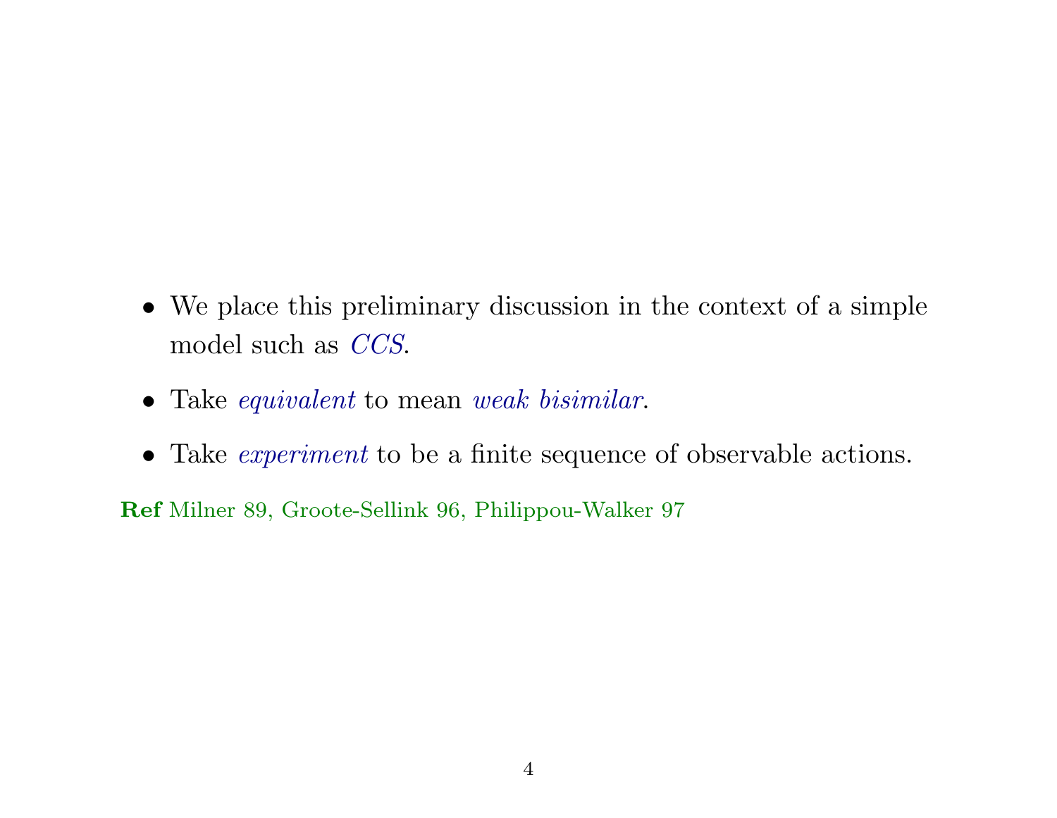- We place this preliminary discussion in the context of a simple model such as *CCS*.
- Take *equivalent* to mean *weak bisimilar*.
- Take *experiment* to be a finite sequence of observable actions.

**Ref** Milner 89, Groote-Sellink 96, Philippou-Walker 97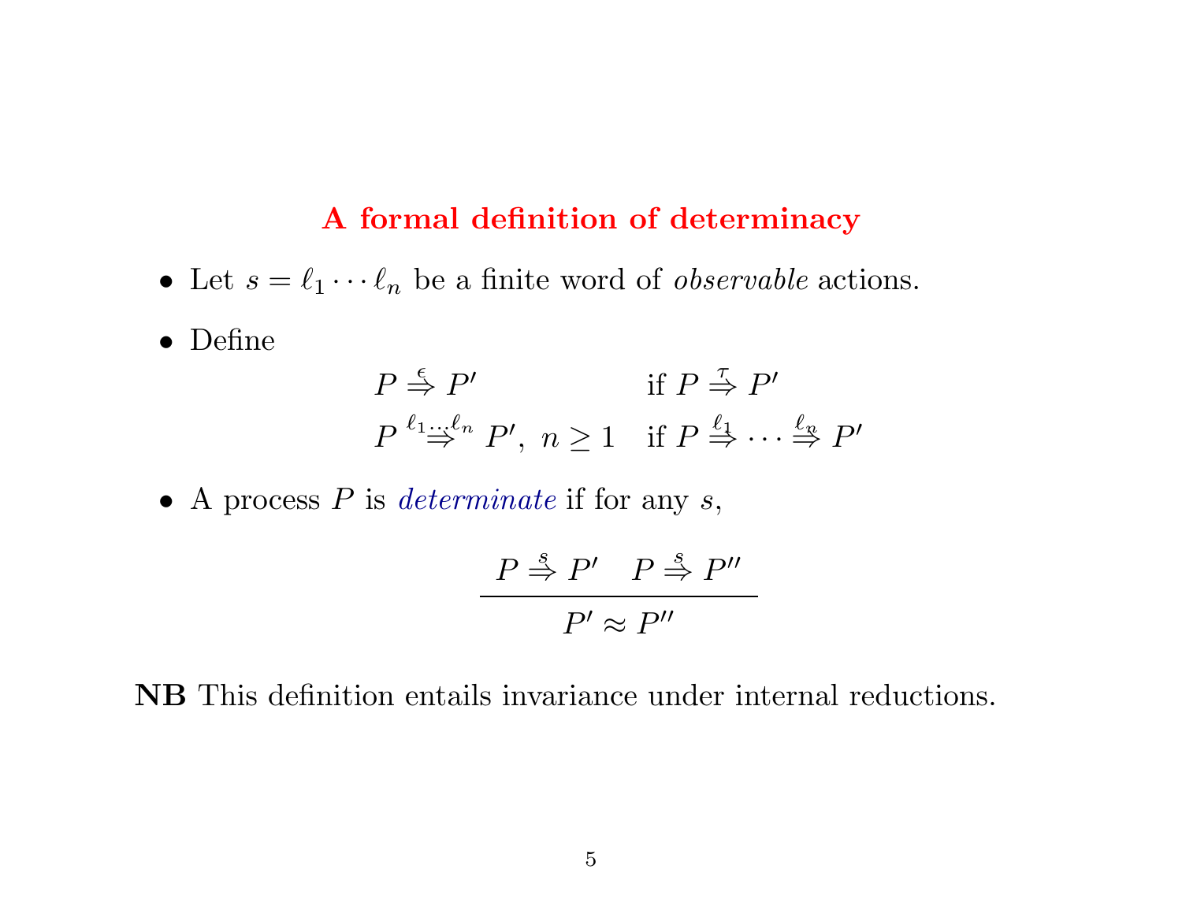# A formal definition of determinacy

- Let $s = \ell_1 \cdots \ell_n$ be a finite word of *observable* actions.
- Define

$$
\begin{array}{ll}
P \stackrel{\epsilon}{\Rightarrow} P' & \text{if } P \stackrel{\tau}{\Rightarrow} P' \\
P \stackrel{\ell_1 \cdots \ell_n}{\Rightarrow} P', \ n \geq 1 & \text{if } P \stackrel{\ell_1}{\Rightarrow} \cdots \stackrel{\ell_n}{\Rightarrow} P'
\end{array}
$$

- A process $P$ is *determinate* if for any $s$,

$$
\frac{P \stackrel{s}{\Rightarrow} P' \quad P \stackrel{s}{\Rightarrow} P''}{P' \approx P''}
$$

**NB** This definition entails invariance under internal reductions.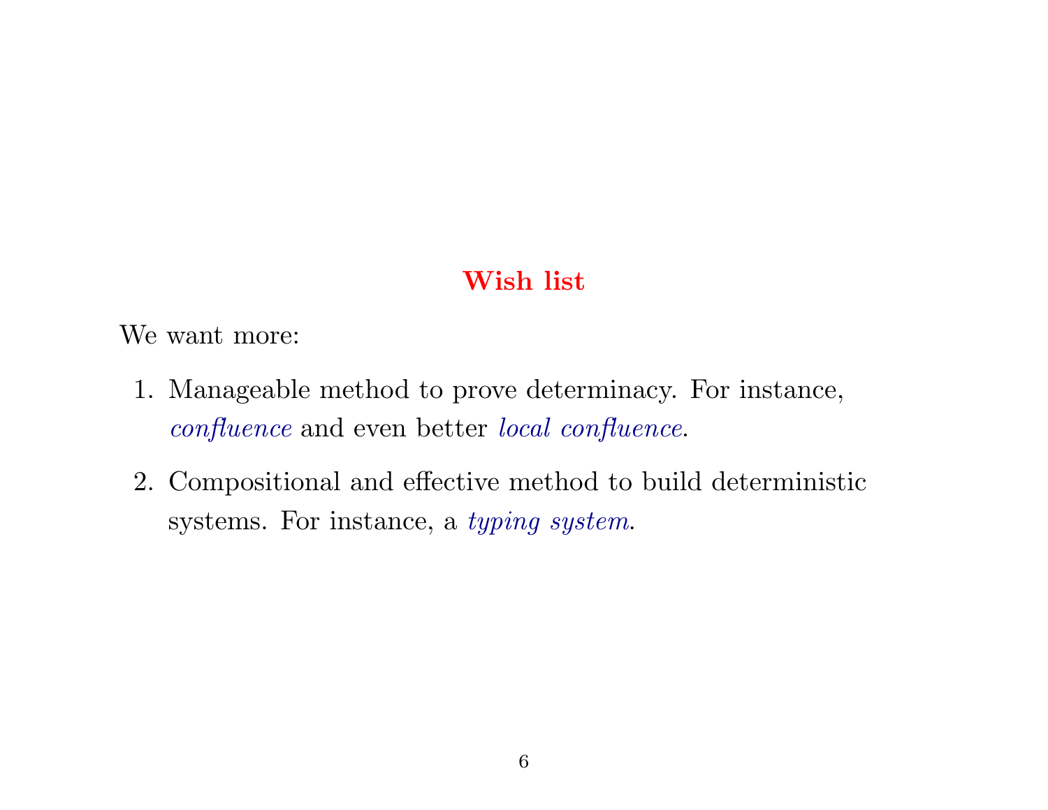## Wish list

We want more:

1. Manageable method to prove determinacy. For instance, *confluence* and even better *local confluence*.

2. Compositional and effective method to build deterministic systems. For instance, a *typing system*.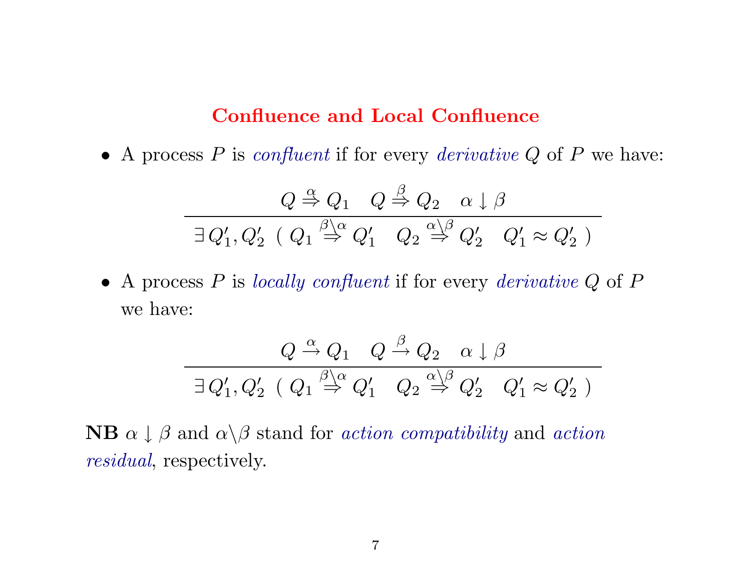## Confluence and Local Confluence

- A process $P$ is *confluent* if for every *derivative* $Q$ of $P$ we have:

$$\frac{Q \stackrel{\alpha}{\Rightarrow} Q_1 \quad Q \stackrel{\beta}{\Rightarrow} Q_2 \quad \alpha \downarrow \beta}{\exists\, Q'_1, Q'_2 \;\; (\; Q_1 \stackrel{\beta \backslash \alpha}{\Rightarrow} Q'_1 \quad Q_2 \stackrel{\alpha \backslash \beta}{\Rightarrow} Q'_2 \quad Q'_1 \approx Q'_2 \;)}$$

- A process $P$ is *locally confluent* if for every *derivative* $Q$ of $P$ we have:

$$\frac{Q \stackrel{\alpha}{\rightarrow} Q_1 \quad Q \stackrel{\beta}{\rightarrow} Q_2 \quad \alpha \downarrow \beta}{\exists\, Q'_1, Q'_2 \;\; (\; Q_1 \stackrel{\beta \backslash \alpha}{\Rightarrow} Q'_1 \quad Q_2 \stackrel{\alpha \backslash \beta}{\Rightarrow} Q'_2 \quad Q'_1 \approx Q'_2 \;)}$$

**NB** $\alpha \downarrow \beta$ and $\alpha \backslash \beta$ stand for *action compatibility* and *action residual*, respectively.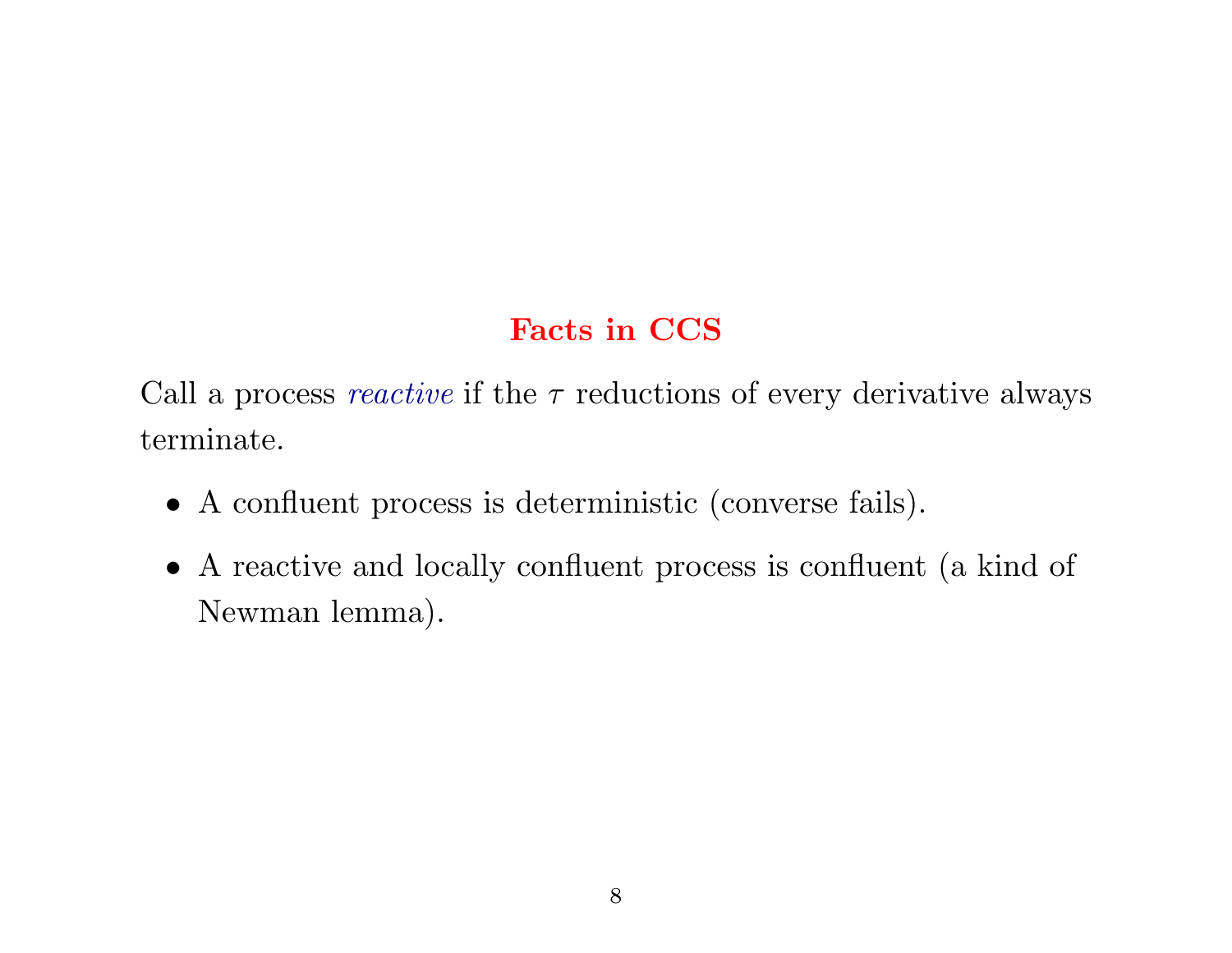## Facts in CCS

Call a process *reactive* if the $\tau$ reductions of every derivative always terminate.

- A confluent process is deterministic (converse fails).
- A reactive and locally confluent process is confluent (a kind of Newman lemma).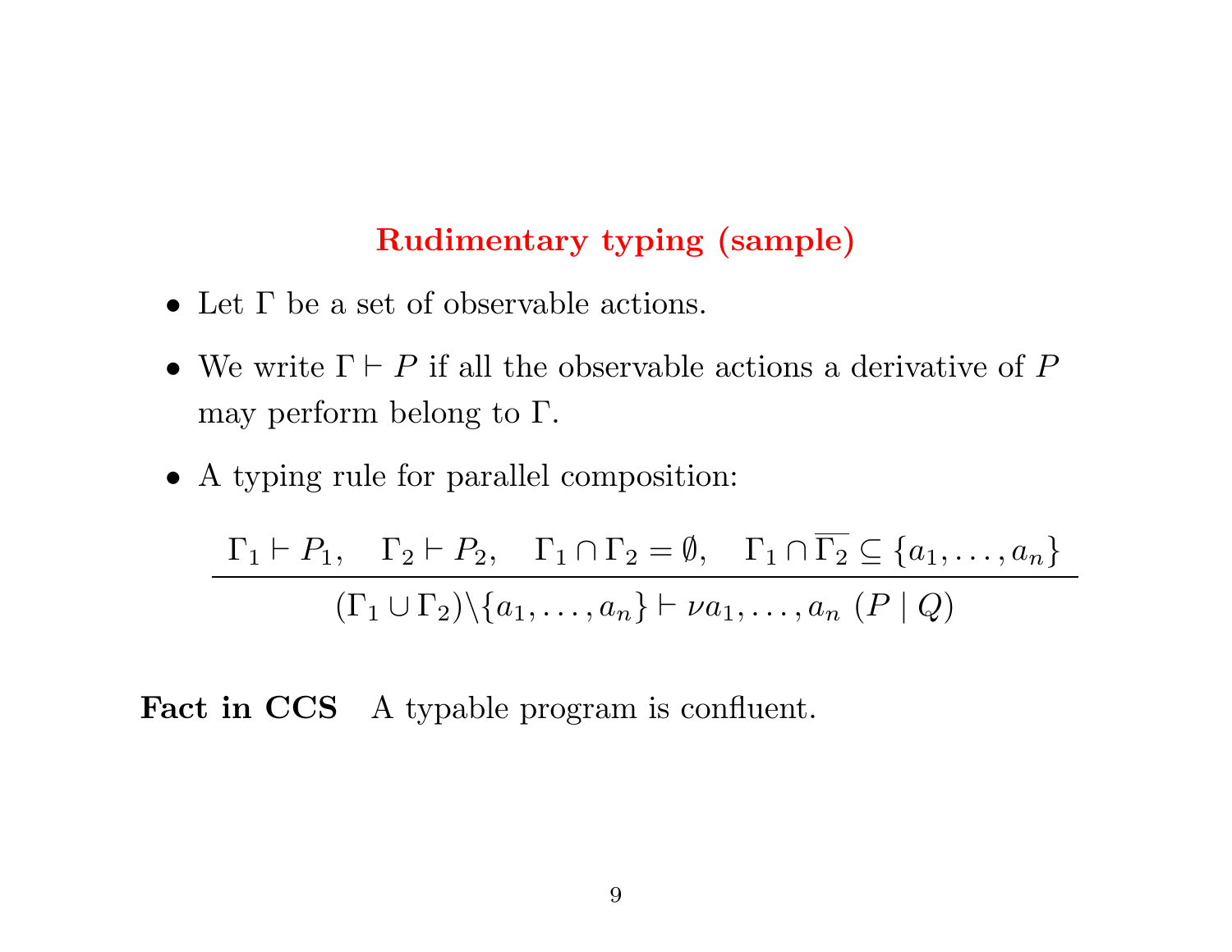## Rudimentary typing (sample)

- Let $\Gamma$ be a set of observable actions.
- We write $\Gamma \vdash P$ if all the observable actions a derivative of $P$ may perform belong to $\Gamma$.
- A typing rule for parallel composition:

$$\frac{\Gamma_1 \vdash P_1, \quad \Gamma_2 \vdash P_2, \quad \Gamma_1 \cap \Gamma_2 = \emptyset, \quad \Gamma_1 \cap \overline{\Gamma_2} \subseteq \{a_1, \ldots, a_n\}}{(\Gamma_1 \cup \Gamma_2) \backslash \{a_1, \ldots, a_n\} \vdash \nu a_1, \ldots, a_n \ (P \mid Q)}$$

**Fact in CCS** A typable program is confluent.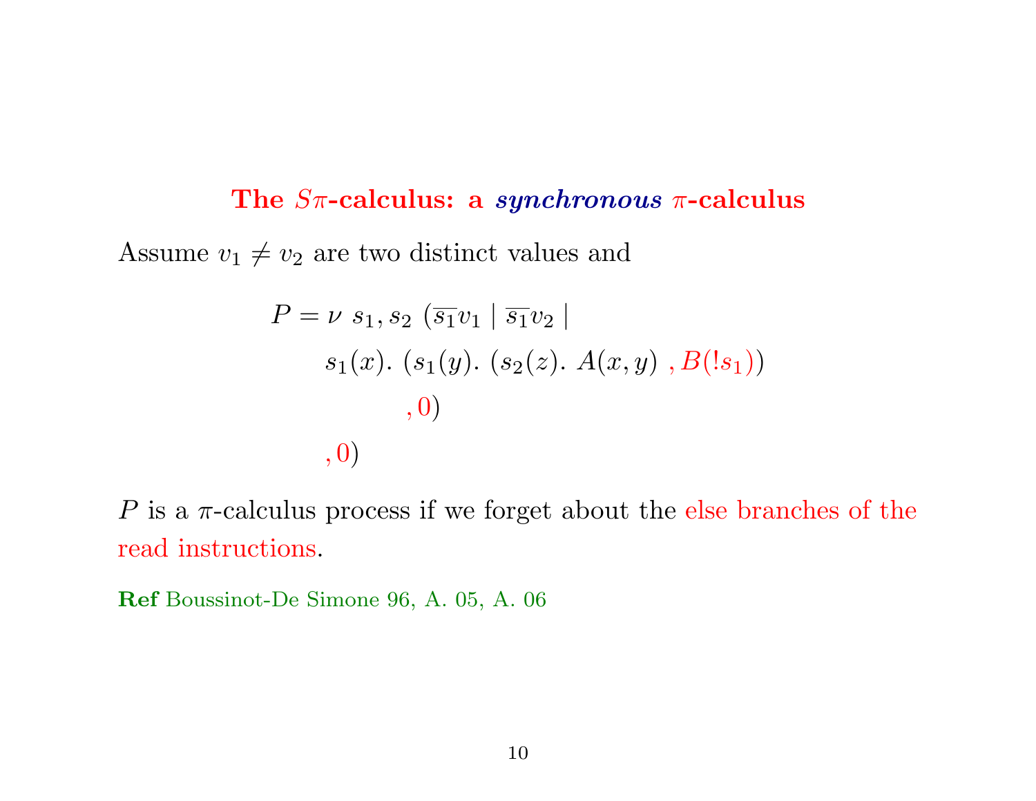## The $S\pi$-calculus: a *synchronous* $\pi$-calculus

Assume $v_1 \neq v_2$ are two distinct values and

$$
\begin{aligned}
P = \nu\ s_1, s_2\ (&\overline{s_1} v_1 \mid \overline{s_1} v_2 \mid \\
&s_1(x).\ (s_1(y).\ (s_2(z).\ A(x,y)\ , B(!s_1)) \\
&\qquad\quad , 0) \\
&, 0)
\end{aligned}
$$

$P$ is a $\pi$-calculus process if we forget about the else branches of the read instructions.

**Ref** Boussinot-De Simone 96, A. 05, A. 06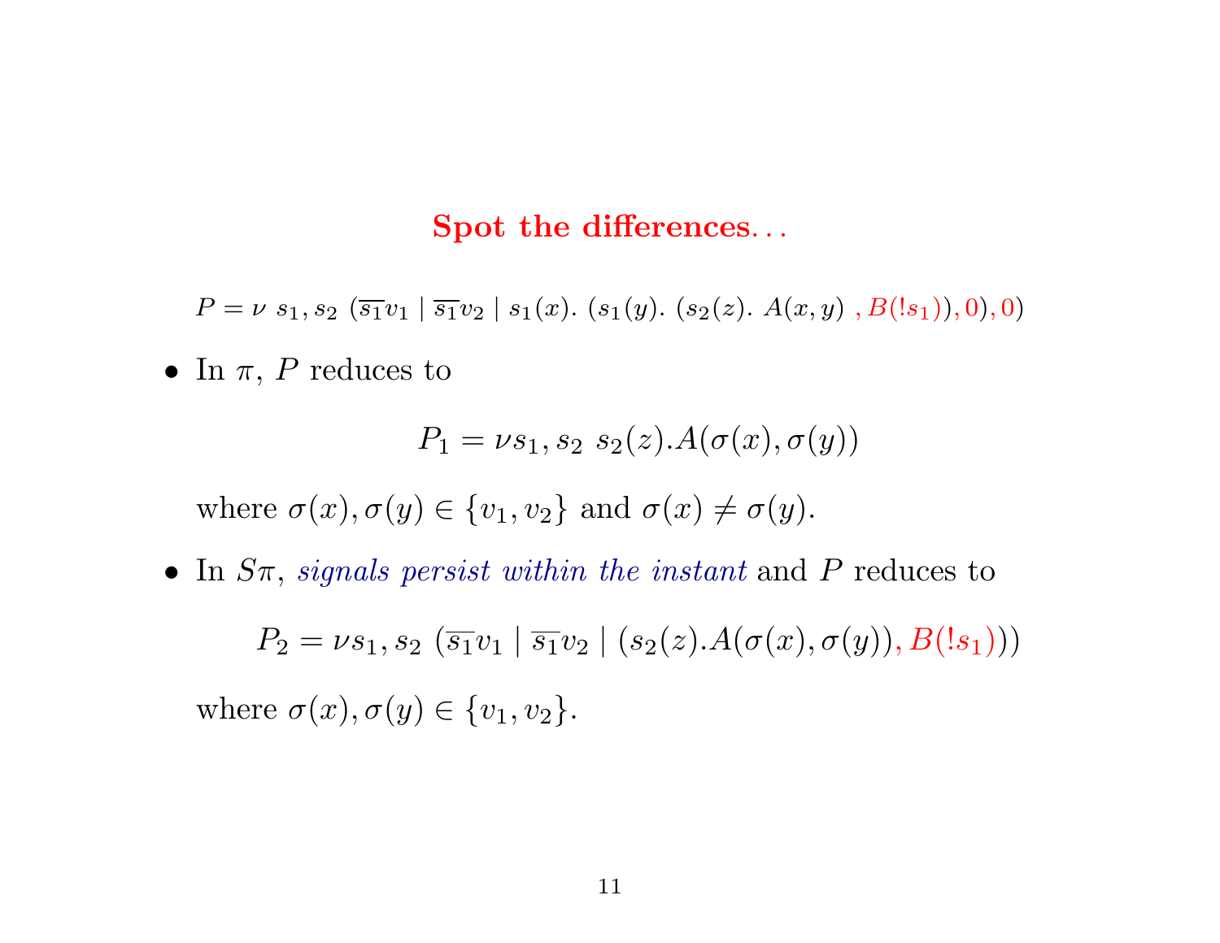## Spot the differences...

$$P = \nu\ s_1, s_2\ (\overline{s_1} v_1 \mid \overline{s_1} v_2 \mid s_1(x).\ (s_1(y).\ (s_2(z).\ A(x,y)\ , B(!s_1)), 0), 0)$$

- In $\pi$, $P$ reduces to

  $$P_1 = \nu s_1, s_2\ s_2(z).A(\sigma(x), \sigma(y))$$

  where $\sigma(x), \sigma(y) \in \{v_1, v_2\}$ and $\sigma(x) \neq \sigma(y)$.

- In $S\pi$, *signals persist within the instant* and $P$ reduces to

  $$P_2 = \nu s_1, s_2\ (\overline{s_1} v_1 \mid \overline{s_1} v_2 \mid (s_2(z).A(\sigma(x), \sigma(y)), B(!s_1)))$$

  where $\sigma(x), \sigma(y) \in \{v_1, v_2\}$.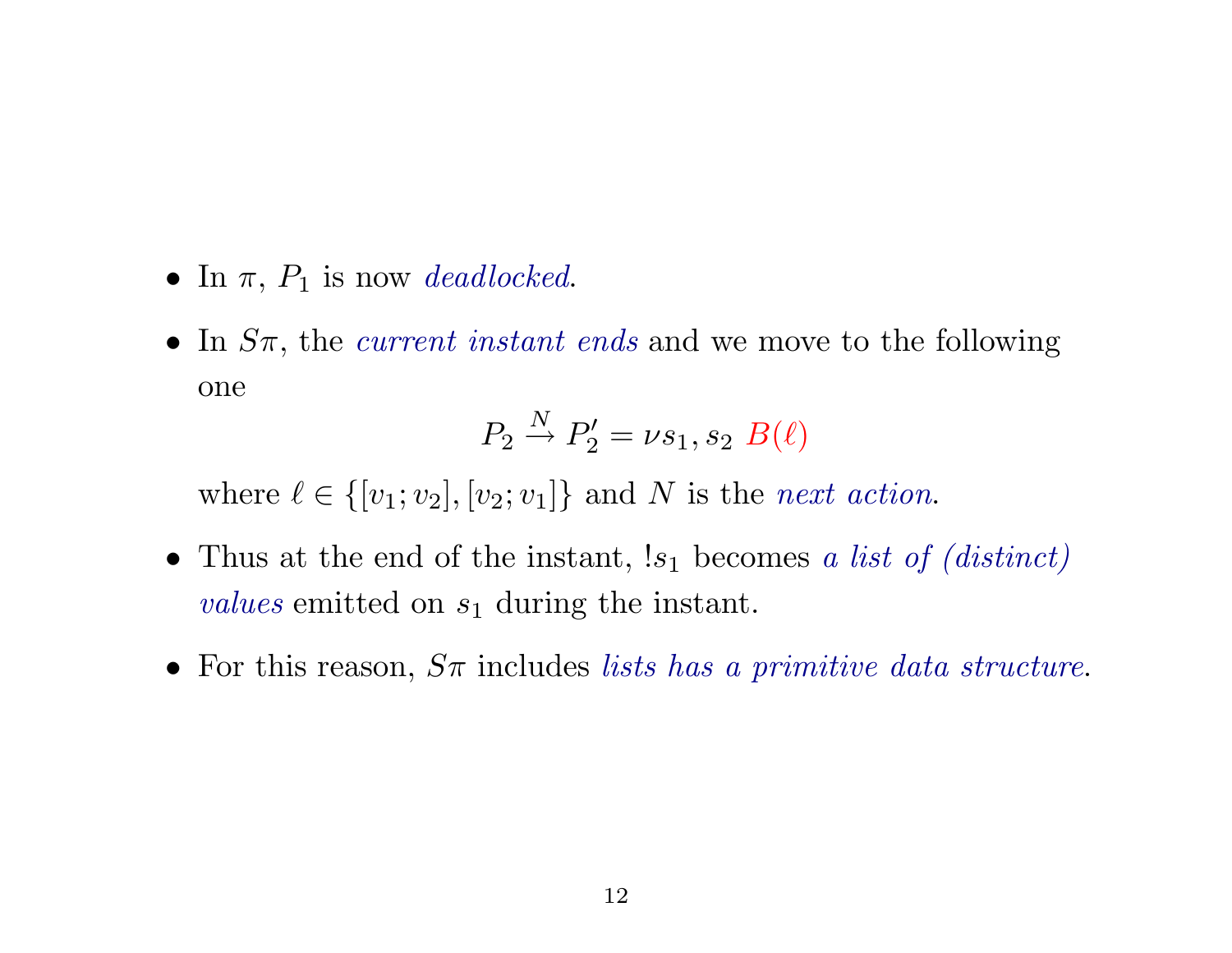- In $\pi$, $P_1$ is now *deadlocked*.
- In $S\pi$, the *current instant ends* and we move to the following one

$$P_2 \xrightarrow{N} P_2' = \nu s_1, s_2 \ B(\ell)$$

where $\ell \in \{[v_1; v_2], [v_2; v_1]\}$ and $N$ is the *next action*.

- Thus at the end of the instant, $!s_1$ becomes *a list of (distinct) values* emitted on $s_1$ during the instant.
- For this reason, $S\pi$ includes *lists has a primitive data structure*.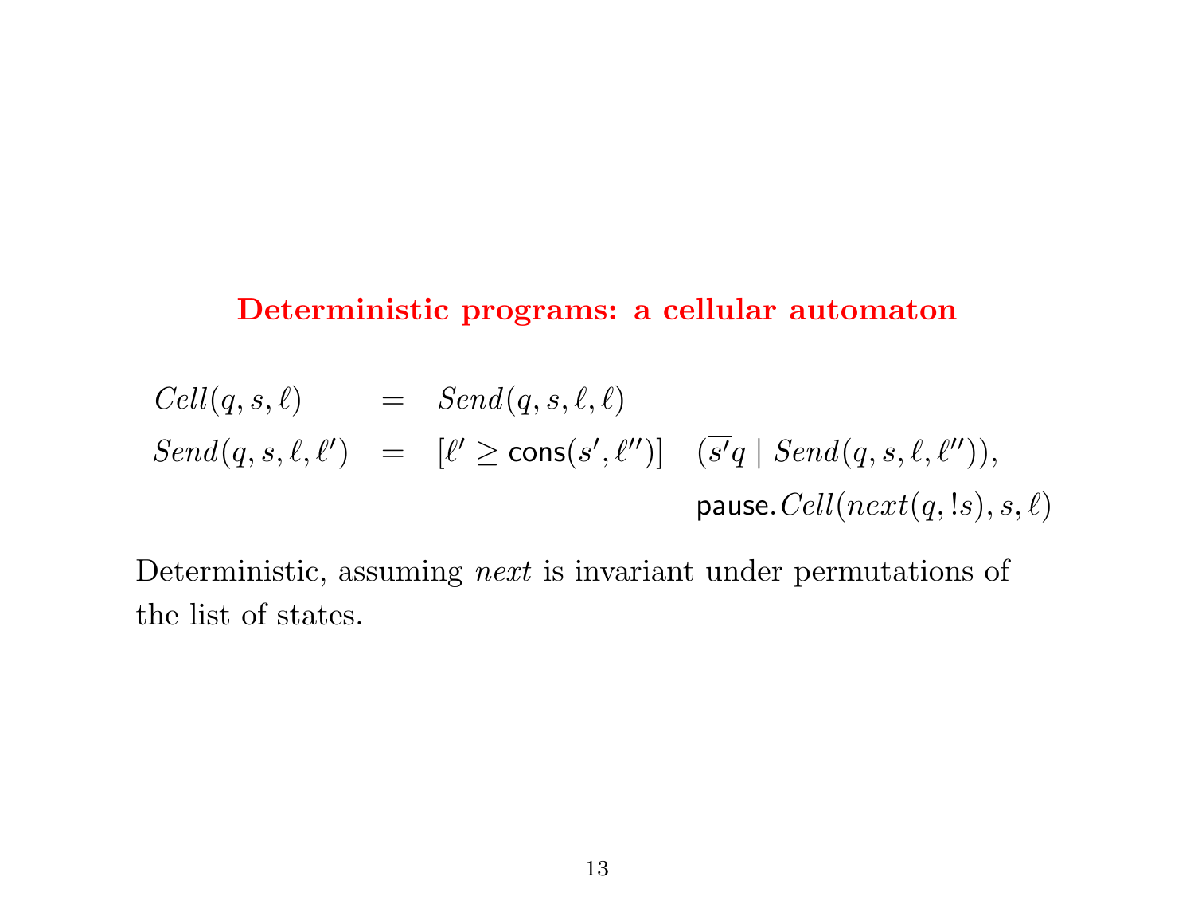## Deterministic programs: a cellular automaton

$$
\begin{array}{lcll}
\mathit{Cell}(q,s,\ell) & = & \mathit{Send}(q,s,\ell,\ell) & \\
\mathit{Send}(q,s,\ell,\ell') & = & [\ell' \geq \mathsf{cons}(s',\ell'')] & (\overline{s'}q \mid \mathit{Send}(q,s,\ell,\ell'')), \\
 & & & \mathsf{pause}.\mathit{Cell}(\mathit{next}(q,!s),s,\ell)
\end{array}
$$

Deterministic, assuming *next* is invariant under permutations of the list of states.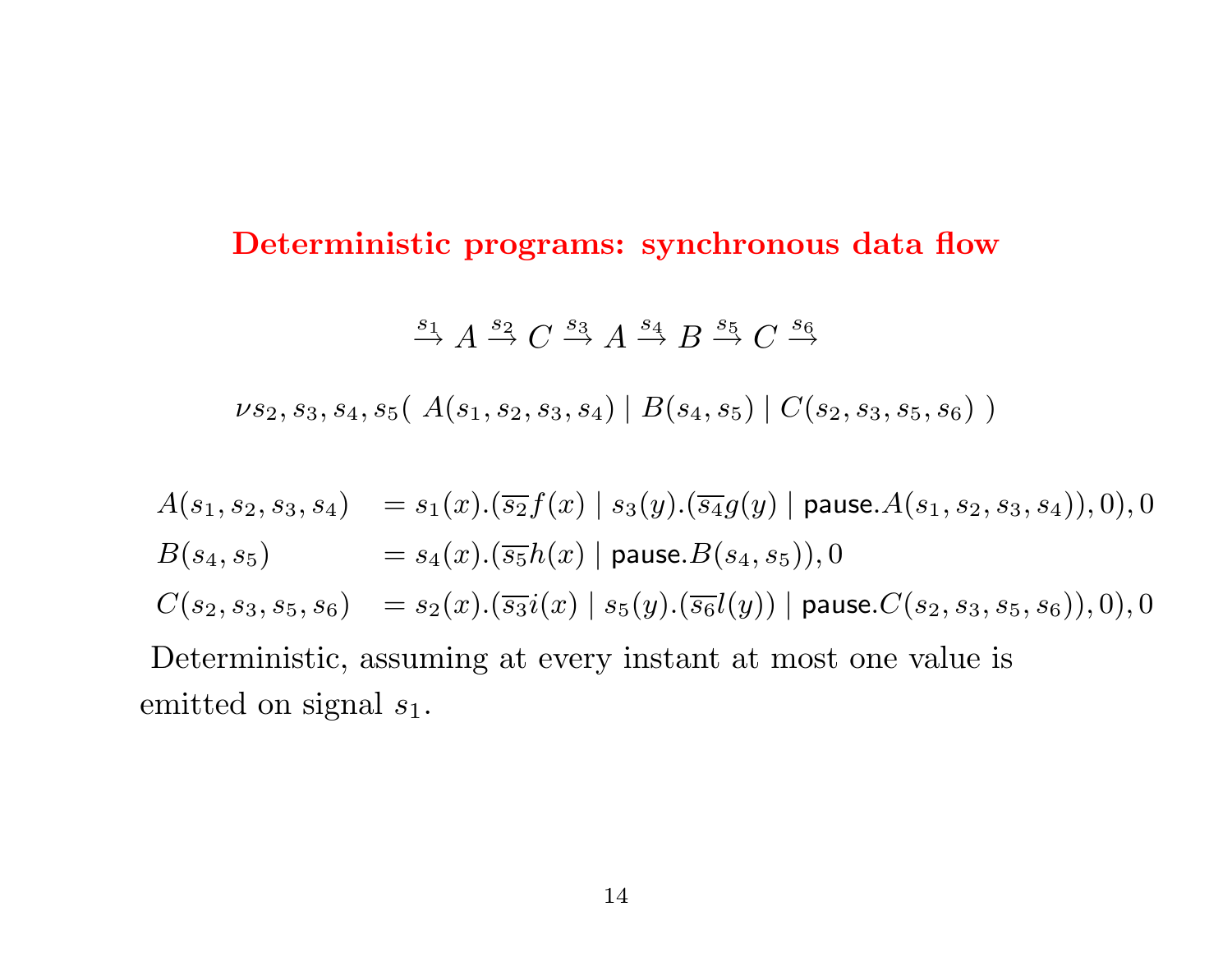# Deterministic programs: synchronous data flow

$$\stackrel{s_1}{\rightarrow} A \stackrel{s_2}{\rightarrow} C \stackrel{s_3}{\rightarrow} A \stackrel{s_4}{\rightarrow} B \stackrel{s_5}{\rightarrow} C \stackrel{s_6}{\rightarrow}$$

$$\nu s_2, s_3, s_4, s_5( \; A(s_1, s_2, s_3, s_4) \mid B(s_4, s_5) \mid C(s_2, s_3, s_5, s_6) \; )$$

$$
\begin{array}{ll}
A(s_1, s_2, s_3, s_4) & = s_1(x).(\overline{s_2}f(x) \mid s_3(y).(\overline{s_4}g(y) \mid \mathsf{pause}.A(s_1, s_2, s_3, s_4)), 0), 0 \\
B(s_4, s_5) & = s_4(x).(\overline{s_5}h(x) \mid \mathsf{pause}.B(s_4, s_5)), 0 \\
C(s_2, s_3, s_5, s_6) & = s_2(x).(\overline{s_3}i(x) \mid s_5(y).(\overline{s_6}l(y)) \mid \mathsf{pause}.C(s_2, s_3, s_5, s_6)), 0), 0
\end{array}
$$

Deterministic, assuming at every instant at most one value is emitted on signal $s_1$.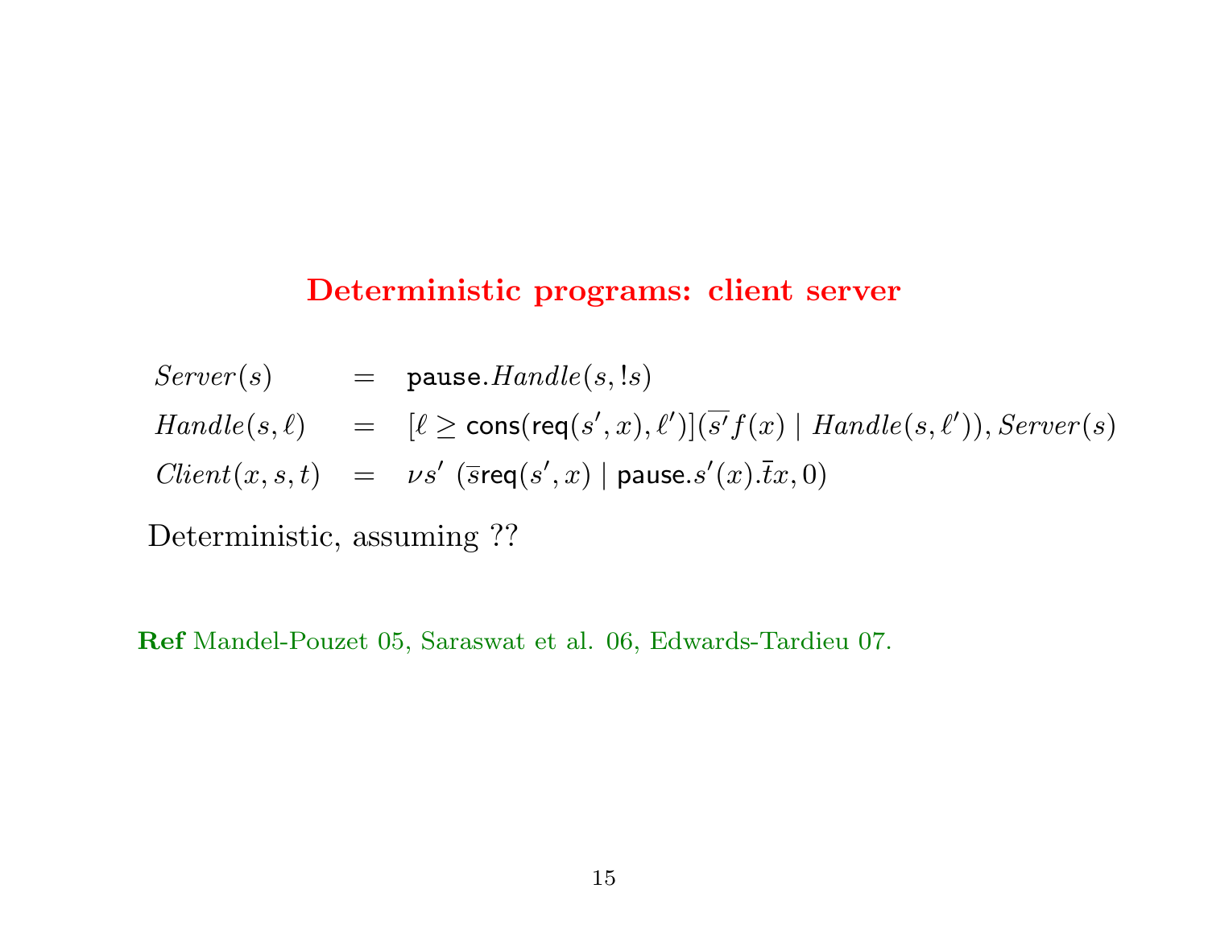## Deterministic programs: client server

$$
\begin{array}{lcl}
Server(s) & = & \mathtt{pause}.Handle(s, !s) \\
Handle(s, \ell) & = & [\ell \geq \mathsf{cons}(\mathsf{req}(s', x), \ell')](\overline{s'} f(x) \mid Handle(s, \ell')), Server(s) \\
Client(x, s, t) & = & \nu s' \ (\overline{s}\mathsf{req}(s', x) \mid \mathsf{pause}.s'(x).\overline{t}x, 0)
\end{array}
$$

Deterministic, assuming ??

**Ref** Mandel-Pouzet 05, Saraswat et al. 06, Edwards-Tardieu 07.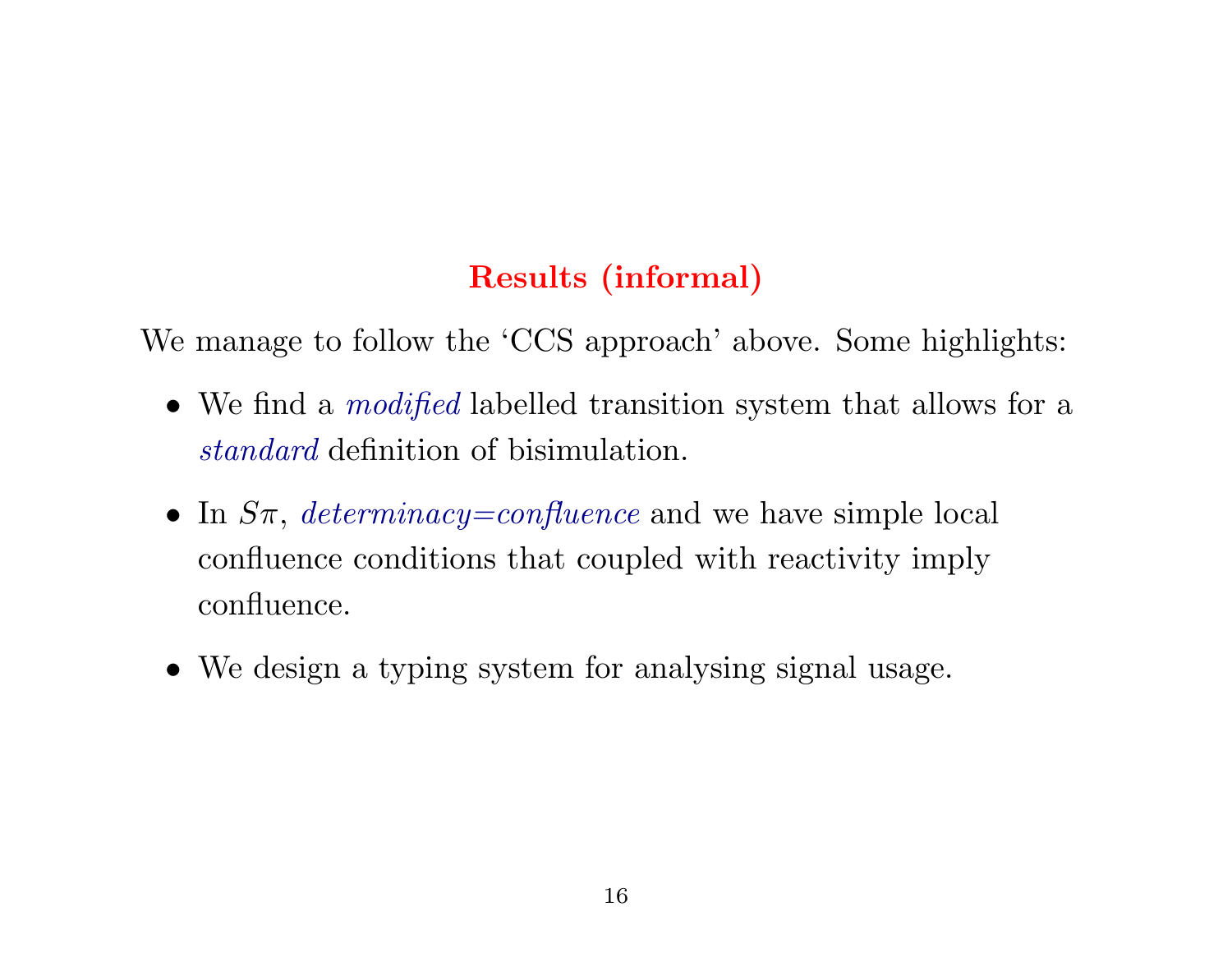## Results (informal)

We manage to follow the 'CCS approach' above. Some highlights:

- We find a *modified* labelled transition system that allows for a *standard* definition of bisimulation.
- In $S\pi$, *determinacy=confluence* and we have simple local confluence conditions that coupled with reactivity imply confluence.
- We design a typing system for analysing signal usage.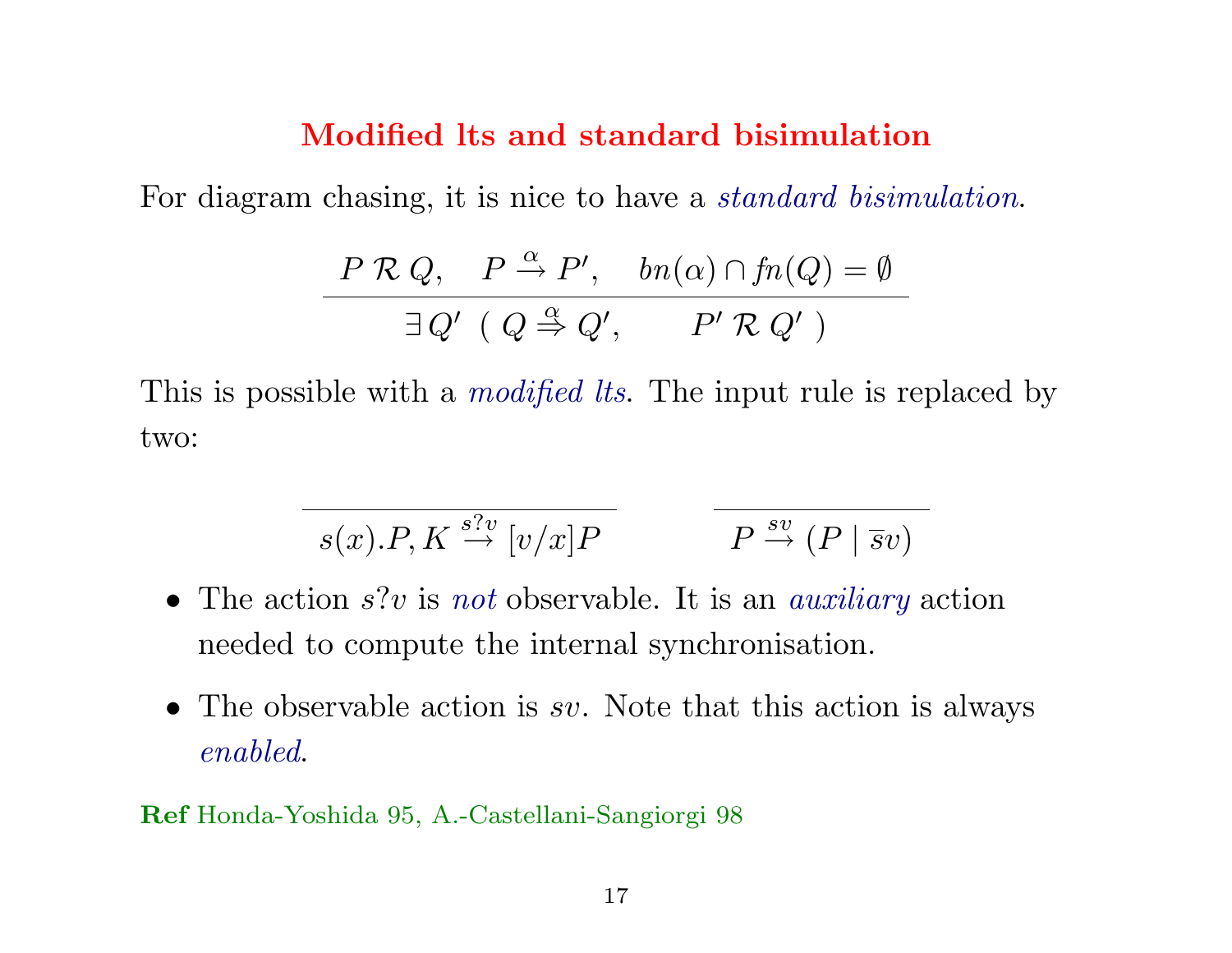## Modified lts and standard bisimulation

For diagram chasing, it is nice to have a *standard bisimulation*.

$$\frac{P \;\mathcal{R}\; Q, \quad P \xrightarrow{\alpha} P', \quad bn(\alpha) \cap fn(Q) = \emptyset}{\exists\, Q' \;\; (\; Q \overset{\alpha}{\Rightarrow} Q', \qquad P' \;\mathcal{R}\; Q' \;)}$$

This is possible with a *modified lts*. The input rule is replaced by two:

$$\frac{}{s(x).P, K \xrightarrow{s?v} [v/x]P} \qquad\qquad \frac{}{P \xrightarrow{sv} (P \mid \overline{s}v)}$$

- The action $s?v$ is *not* observable. It is an *auxiliary* action needed to compute the internal synchronisation.
- The observable action is $sv$. Note that this action is always *enabled*.

**Ref** Honda-Yoshida 95, A.-Castellani-Sangiorgi 98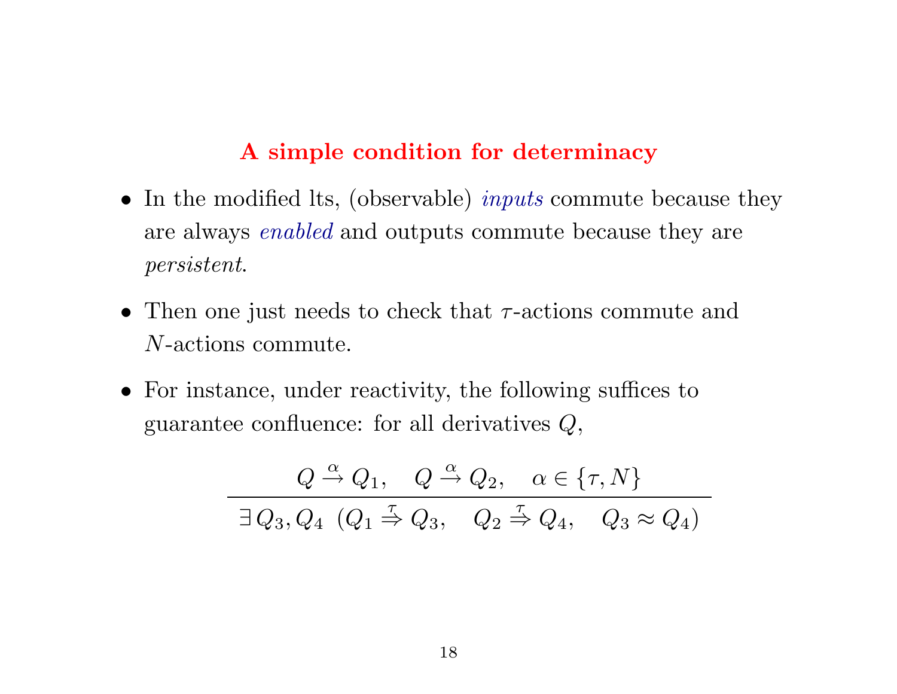## A simple condition for determinacy

- In the modified lts, (observable) *inputs* commute because they are always *enabled* and outputs commute because they are *persistent*.

- Then one just needs to check that $\tau$-actions commute and $N$-actions commute.

- For instance, under reactivity, the following suffices to guarantee confluence: for all derivatives $Q$,

$$\frac{Q \stackrel{\alpha}{\rightarrow} Q_1, \quad Q \stackrel{\alpha}{\rightarrow} Q_2, \quad \alpha \in \{\tau, N\}}{\exists\, Q_3, Q_4 \ \ (Q_1 \stackrel{\tau}{\Rightarrow} Q_3, \quad Q_2 \stackrel{\tau}{\Rightarrow} Q_4, \quad Q_3 \approx Q_4)}$$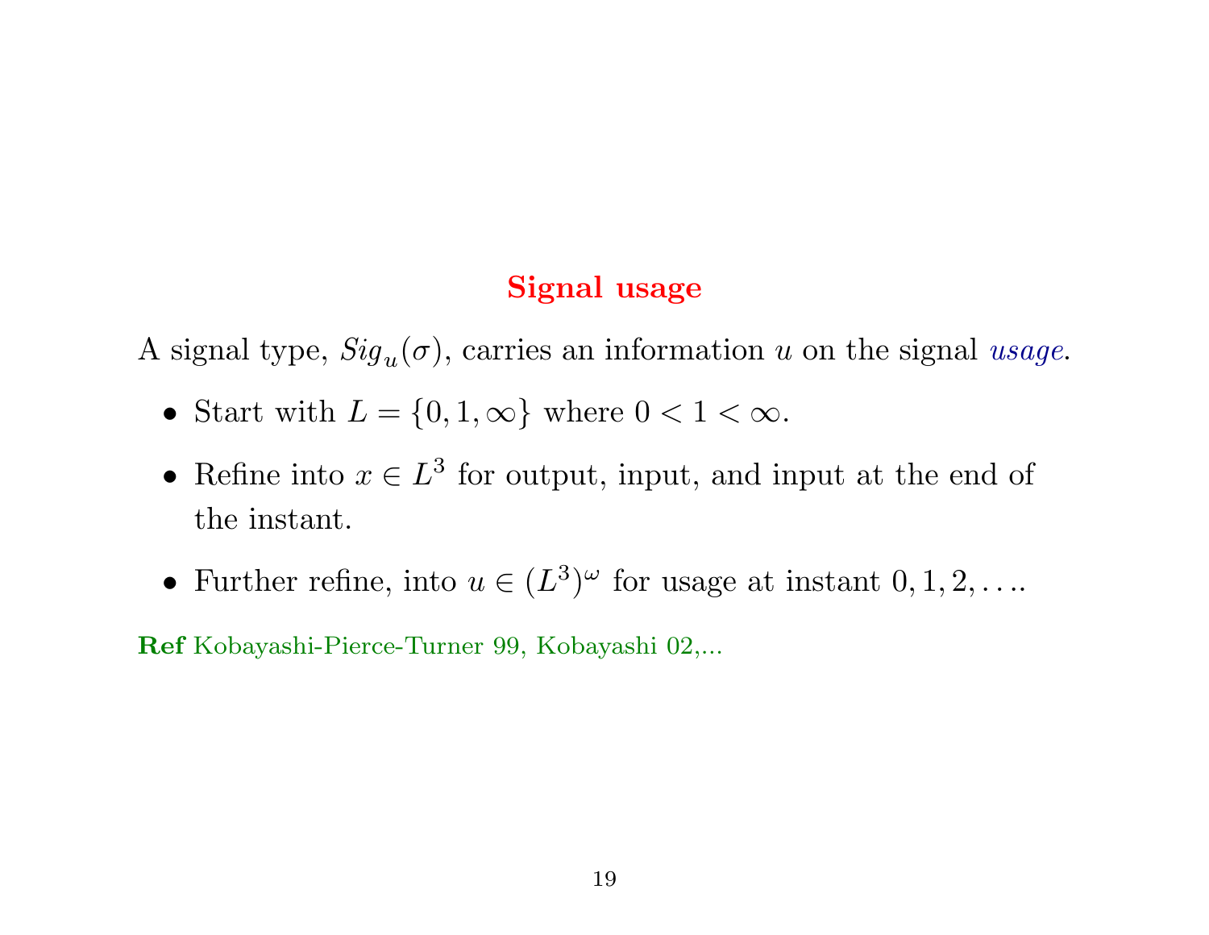## Signal usage

A signal type, $Sig_u(\sigma)$, carries an information $u$ on the signal *usage*.

- Start with $L = \{0, 1, \infty\}$ where $0 < 1 < \infty$.
- Refine into $x \in L^3$ for output, input, and input at the end of the instant.
- Further refine, into $u \in (L^3)^\omega$ for usage at instant $0, 1, 2, \ldots$.

**Ref** Kobayashi-Pierce-Turner 99, Kobayashi 02,...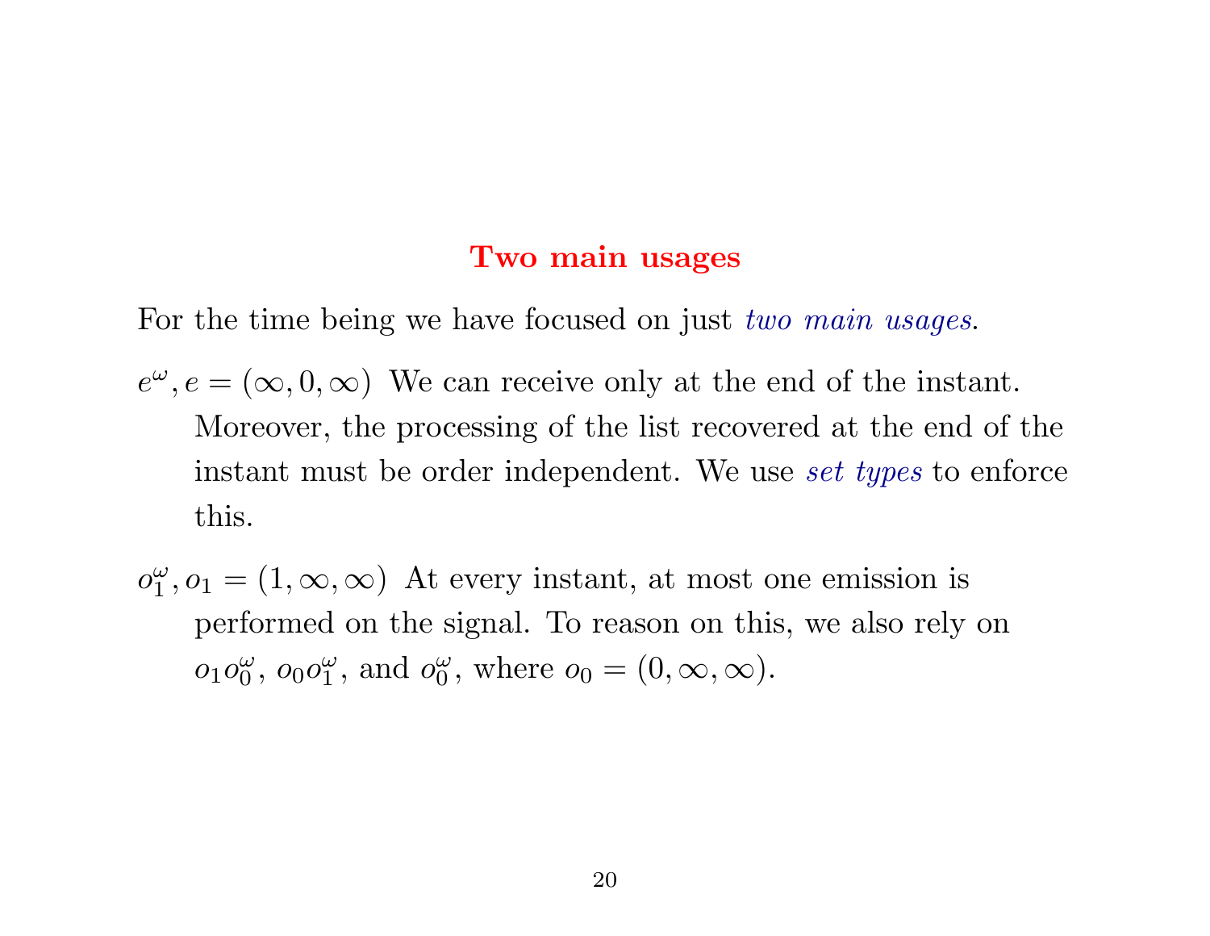## Two main usages

For the time being we have focused on just *two main usages*.

$e^{\omega}, e = (\infty, 0, \infty)$ We can receive only at the end of the instant. Moreover, the processing of the list recovered at the end of the instant must be order independent. We use *set types* to enforce this.

$o_1^{\omega}, o_1 = (1, \infty, \infty)$ At every instant, at most one emission is performed on the signal. To reason on this, we also rely on $o_1 o_0^{\omega}$, $o_0 o_1^{\omega}$, and $o_0^{\omega}$, where $o_0 = (0, \infty, \infty)$.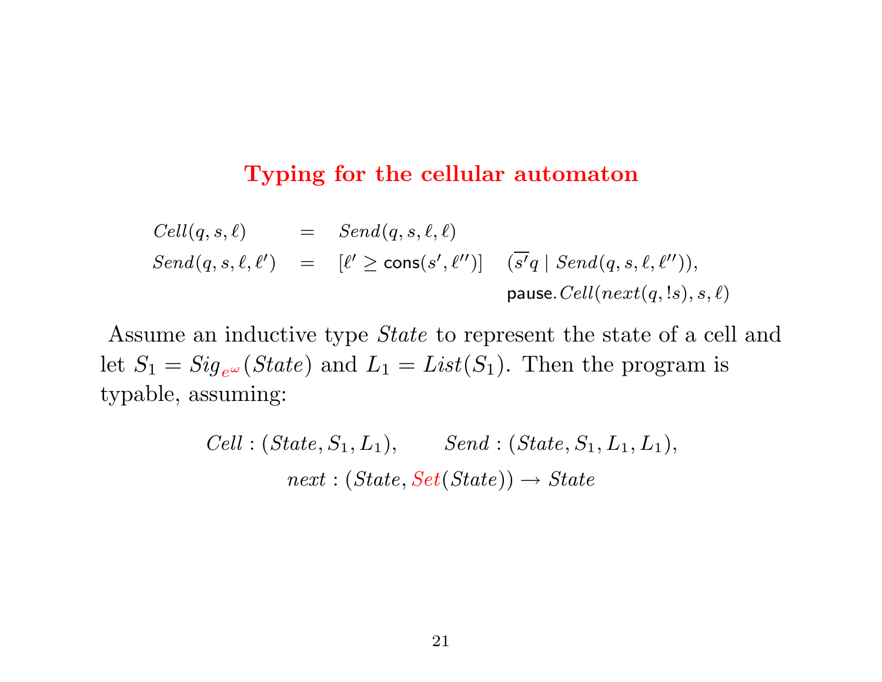# Typing for the cellular automaton

$$
\begin{array}{lcll}
Cell(q,s,\ell) & = & Send(q,s,\ell,\ell) & \\
Send(q,s,\ell,\ell') & = & [\ell' \geq \mathsf{cons}(s',\ell'')] & (\overline{s'}q \mid Send(q,s,\ell,\ell'')), \\
 & & & \mathsf{pause}.Cell(next(q,!s),s,\ell)
\end{array}
$$

Assume an inductive type $State$ to represent the state of a cell and let $S_1 = Sig_{e^\omega}(State)$ and $L_1 = List(S_1)$. Then the program is typable, assuming:

$$
Cell : (State, S_1, L_1), \qquad Send : (State, S_1, L_1, L_1),
$$

$$
next : (State, Set(State)) \rightarrow State
$$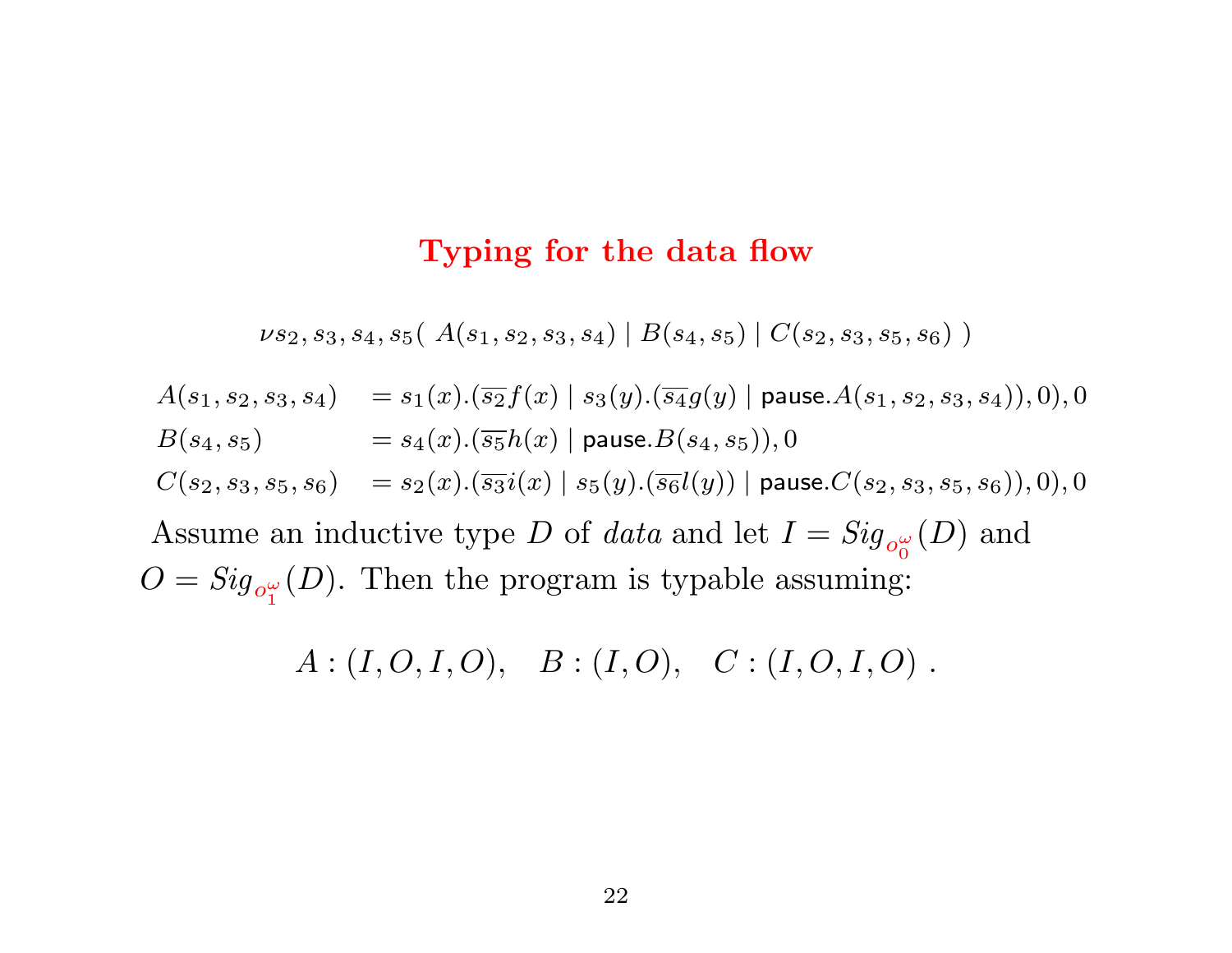# Typing for the data flow

$$\nu s_2, s_3, s_4, s_5(\ A(s_1, s_2, s_3, s_4) \mid B(s_4, s_5) \mid C(s_2, s_3, s_5, s_6)\ )$$

$$
\begin{array}{ll}
A(s_1, s_2, s_3, s_4) & = s_1(x).(\overline{s_2} f(x) \mid s_3(y).(\overline{s_4} g(y) \mid \mathsf{pause}.A(s_1, s_2, s_3, s_4)), 0), 0 \\
B(s_4, s_5) & = s_4(x).(\overline{s_5} h(x) \mid \mathsf{pause}.B(s_4, s_5)), 0 \\
C(s_2, s_3, s_5, s_6) & = s_2(x).(\overline{s_3} i(x) \mid s_5(y).(\overline{s_6} l(y)) \mid \mathsf{pause}.C(s_2, s_3, s_5, s_6)), 0), 0
\end{array}
$$

Assume an inductive type $D$ of *data* and let $I = Sig_{o_0^\omega}(D)$ and $O = Sig_{o_1^\omega}(D)$. Then the program is typable assuming:

$$A : (I, O, I, O), \quad B : (I, O), \quad C : (I, O, I, O)\ .$$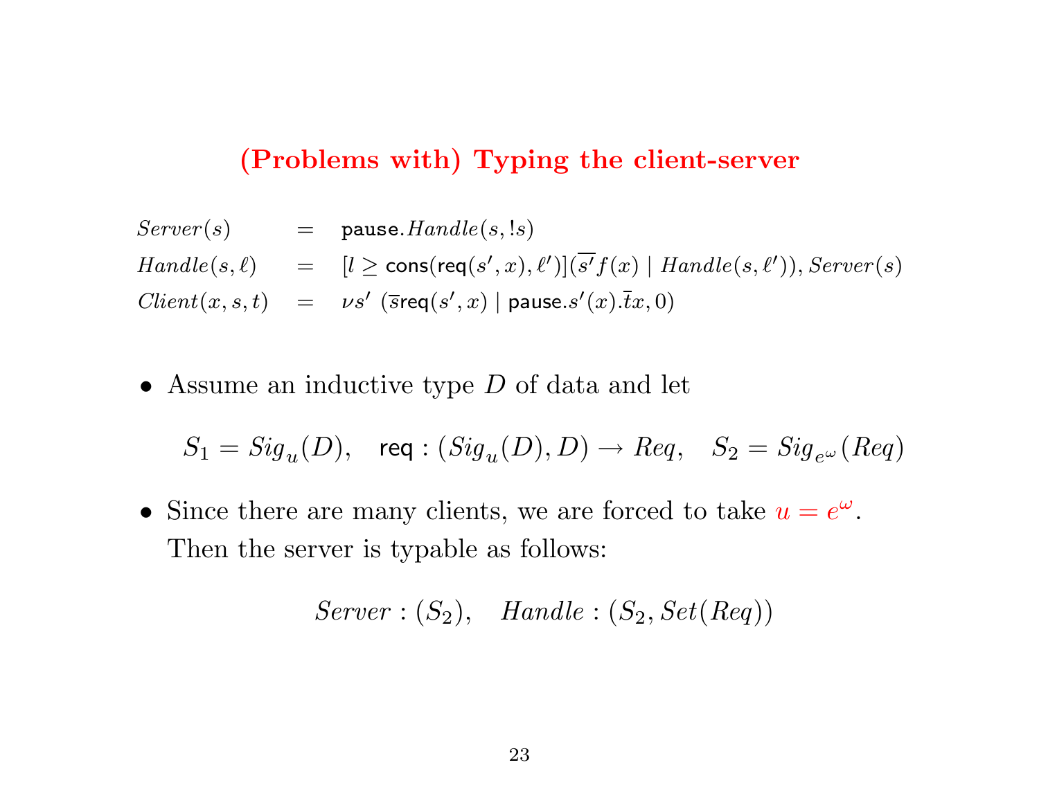## (Problems with) Typing the client-server

$$
\begin{array}{lcl}
Server(s) & = & \mathsf{pause}.Handle(s, !s) \\
Handle(s,\ell) & = & [l \geq \mathsf{cons}(\mathsf{req}(s',x),\ell')](\overline{s'}f(x) \mid Handle(s,\ell')), Server(s) \\
Client(x,s,t) & = & \nu s' \ (\overline{s}\mathsf{req}(s',x) \mid \mathsf{pause}.s'(x).\overline{t}x, 0)
\end{array}
$$

- Assume an inductive type $D$ of data and let

$$S_1 = Sig_u(D), \quad \mathsf{req} : (Sig_u(D), D) \rightarrow Req, \quad S_2 = Sig_{e^\omega}(Req)$$

- Since there are many clients, we are forced to take $u = e^\omega$. Then the server is typable as follows:

$$Server : (S_2), \quad Handle : (S_2, Set(Req))$$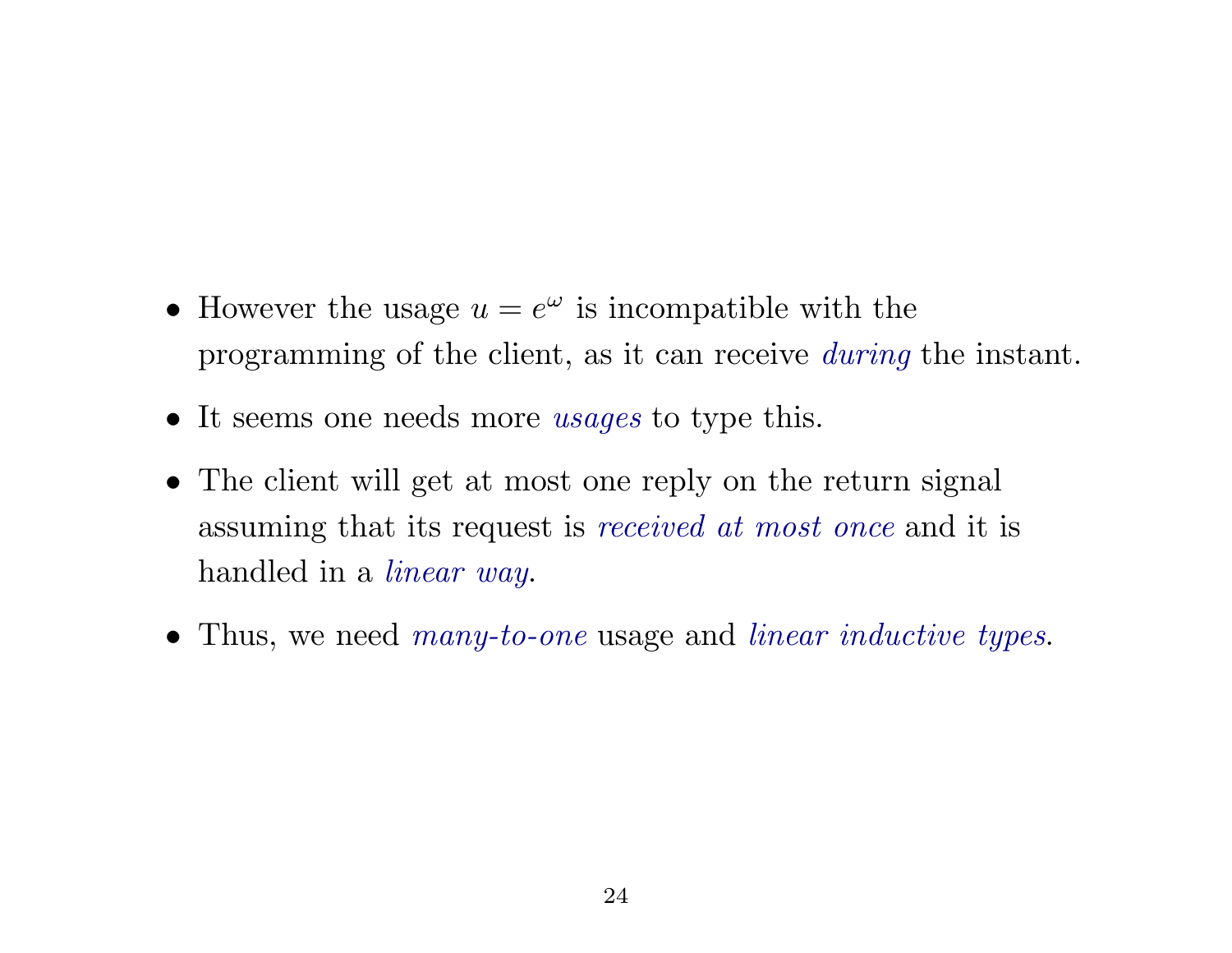- However the usage $u = e^{\omega}$ is incompatible with the programming of the client, as it can receive *during* the instant.
- It seems one needs more *usages* to type this.
- The client will get at most one reply on the return signal assuming that its request is *received at most once* and it is handled in a *linear way*.
- Thus, we need *many-to-one* usage and *linear inductive types*.